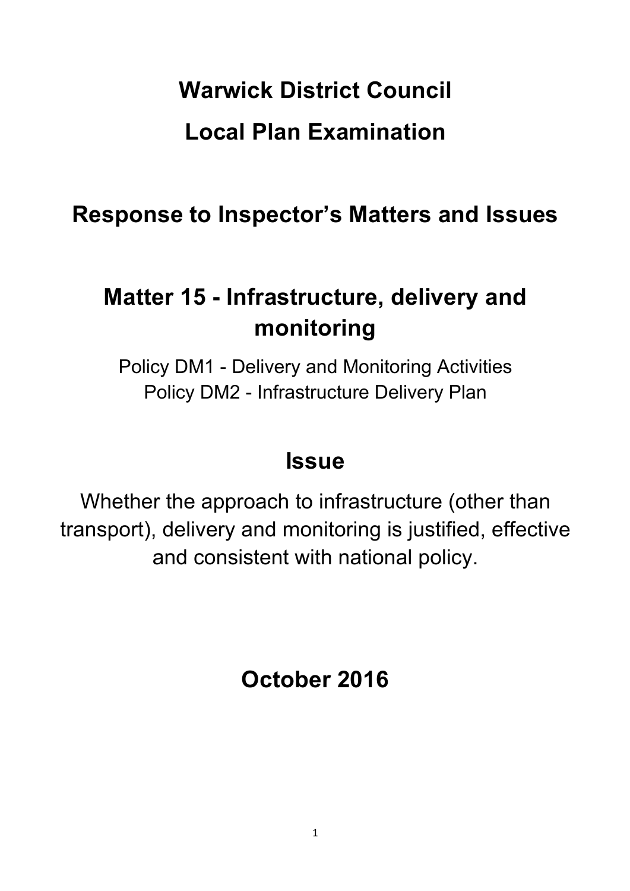# Warwick District Council

# Local Plan Examination

## Response to Inspector's Matters and Issues

## Matter 15 - Infrastructure, delivery and monitoring

Policy DM1 - Delivery and Monitoring Activities
Policy DM2 - Infrastructure Delivery Plan

## Issue

Whether the approach to infrastructure (other than transport), delivery and monitoring is justified, effective and consistent with national policy.

## October 2016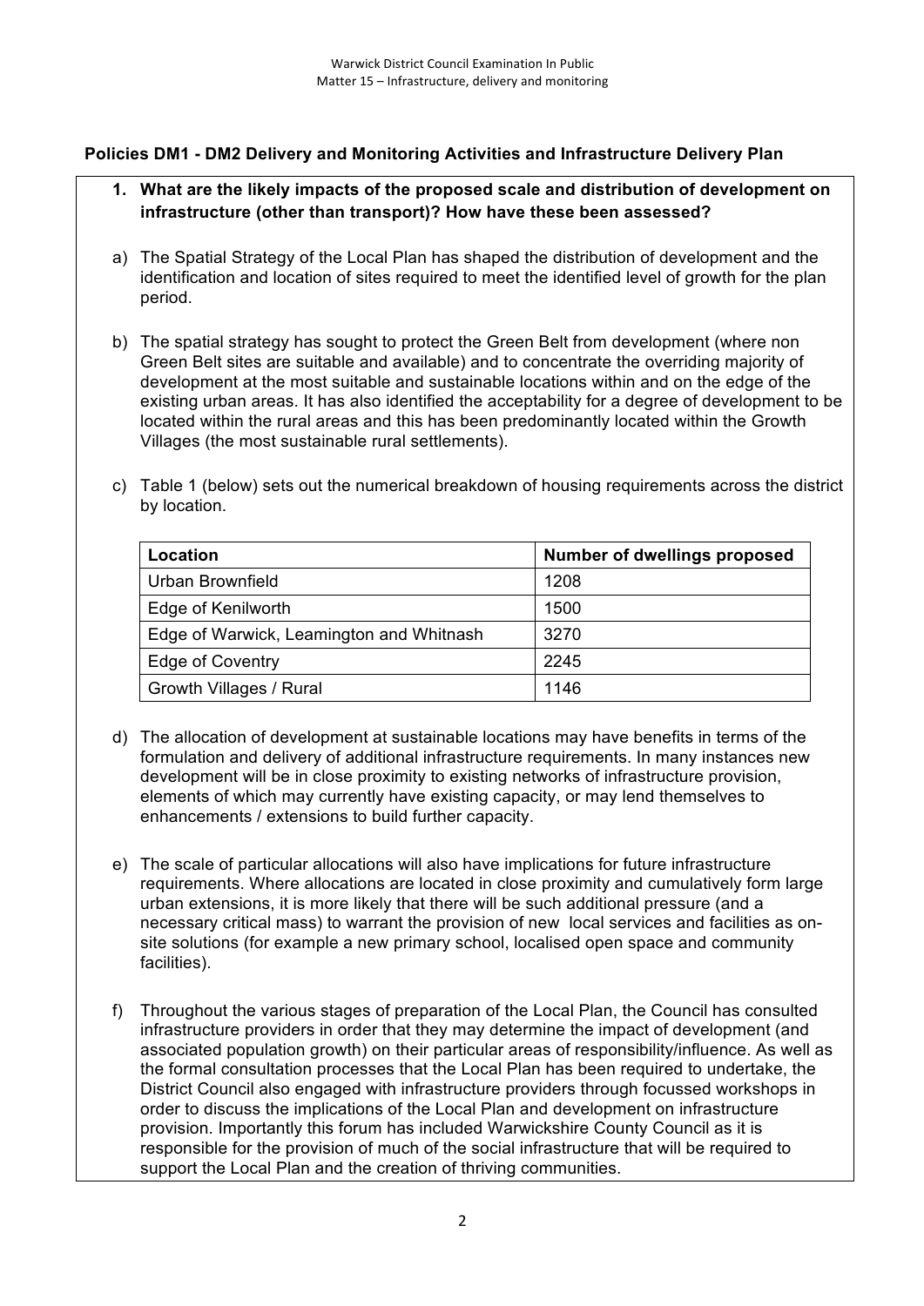## Policies DM1 - DM2 Delivery and Monitoring Activities and Infrastructure Delivery Plan

**1. What are the likely impacts of the proposed scale and distribution of development on infrastructure (other than transport)? How have these been assessed?**

a) The Spatial Strategy of the Local Plan has shaped the distribution of development and the identification and location of sites required to meet the identified level of growth for the plan period.

b) The spatial strategy has sought to protect the Green Belt from development (where non Green Belt sites are suitable and available) and to concentrate the overriding majority of development at the most suitable and sustainable locations within and on the edge of the existing urban areas. It has also identified the acceptability for a degree of development to be located within the rural areas and this has been predominantly located within the Growth Villages (the most sustainable rural settlements).

c) Table 1 (below) sets out the numerical breakdown of housing requirements across the district by location.

| Location | Number of dwellings proposed |
| --- | --- |
| Urban Brownfield | 1208 |
| Edge of Kenilworth | 1500 |
| Edge of Warwick, Leamington and Whitnash | 3270 |
| Edge of Coventry | 2245 |
| Growth Villages / Rural | 1146 |

d) The allocation of development at sustainable locations may have benefits in terms of the formulation and delivery of additional infrastructure requirements. In many instances new development will be in close proximity to existing networks of infrastructure provision, elements of which may currently have existing capacity, or may lend themselves to enhancements / extensions to build further capacity.

e) The scale of particular allocations will also have implications for future infrastructure requirements. Where allocations are located in close proximity and cumulatively form large urban extensions, it is more likely that there will be such additional pressure (and a necessary critical mass) to warrant the provision of new local services and facilities as on-site solutions (for example a new primary school, localised open space and community facilities).

f) Throughout the various stages of preparation of the Local Plan, the Council has consulted infrastructure providers in order that they may determine the impact of development (and associated population growth) on their particular areas of responsibility/influence. As well as the formal consultation processes that the Local Plan has been required to undertake, the District Council also engaged with infrastructure providers through focussed workshops in order to discuss the implications of the Local Plan and development on infrastructure provision. Importantly this forum has included Warwickshire County Council as it is responsible for the provision of much of the social infrastructure that will be required to support the Local Plan and the creation of thriving communities.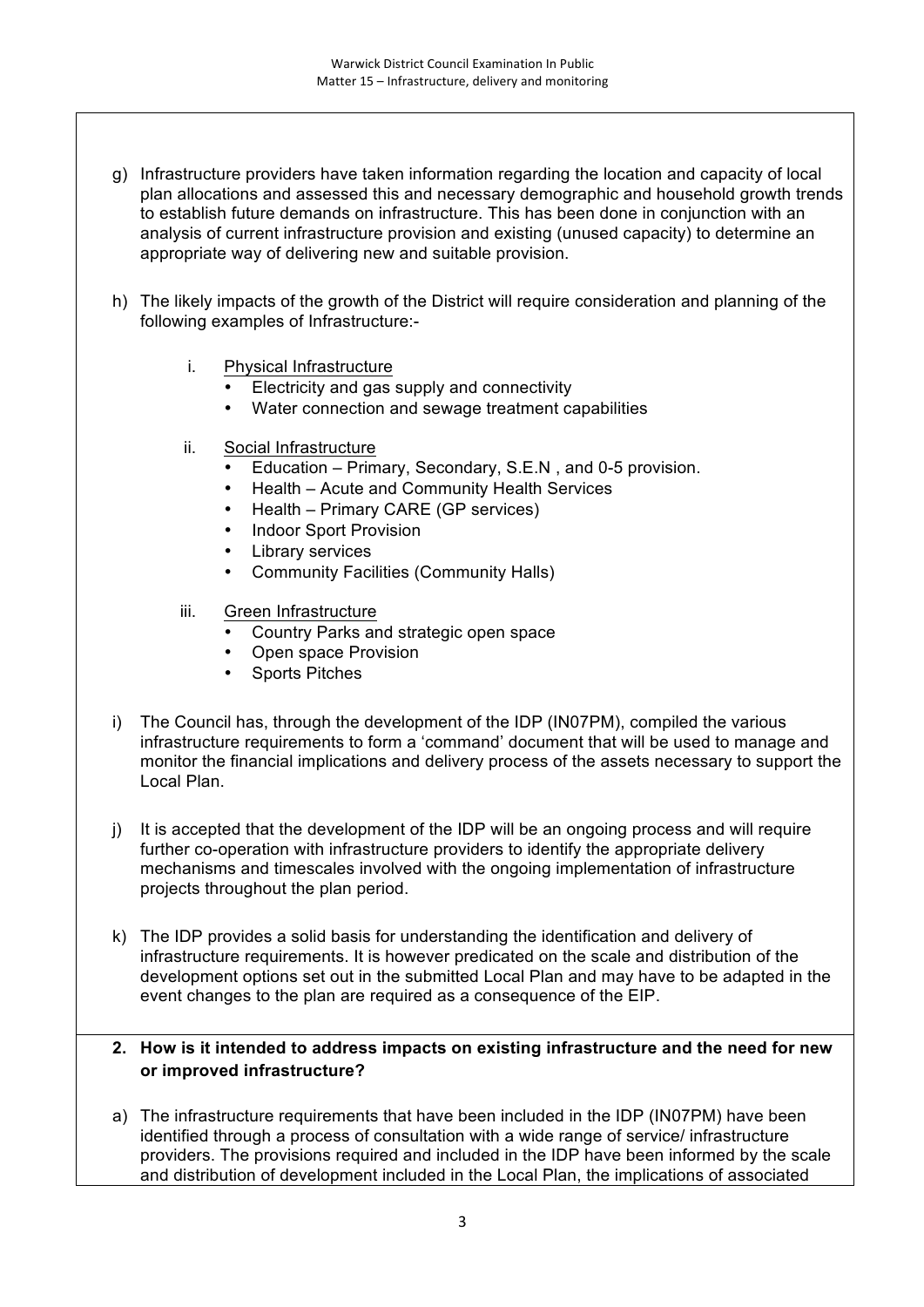g) Infrastructure providers have taken information regarding the location and capacity of local plan allocations and assessed this and necessary demographic and household growth trends to establish future demands on infrastructure. This has been done in conjunction with an analysis of current infrastructure provision and existing (unused capacity) to determine an appropriate way of delivering new and suitable provision.

h) The likely impacts of the growth of the District will require consideration and planning of the following examples of Infrastructure:-

   i. Physical Infrastructure
      - Electricity and gas supply and connectivity
      - Water connection and sewage treatment capabilities

   ii. Social Infrastructure
      - Education – Primary, Secondary, S.E.N , and 0-5 provision.
      - Health – Acute and Community Health Services
      - Health – Primary CARE (GP services)
      - Indoor Sport Provision
      - Library services
      - Community Facilities (Community Halls)

   iii. Green Infrastructure
      - Country Parks and strategic open space
      - Open space Provision
      - Sports Pitches

i) The Council has, through the development of the IDP (IN07PM), compiled the various infrastructure requirements to form a 'command' document that will be used to manage and monitor the financial implications and delivery process of the assets necessary to support the Local Plan.

j) It is accepted that the development of the IDP will be an ongoing process and will require further co-operation with infrastructure providers to identify the appropriate delivery mechanisms and timescales involved with the ongoing implementation of infrastructure projects throughout the plan period.

k) The IDP provides a solid basis for understanding the identification and delivery of infrastructure requirements. It is however predicated on the scale and distribution of the development options set out in the submitted Local Plan and may have to be adapted in the event changes to the plan are required as a consequence of the EIP.

**2. How is it intended to address impacts on existing infrastructure and the need for new or improved infrastructure?**

a) The infrastructure requirements that have been included in the IDP (IN07PM) have been identified through a process of consultation with a wide range of service/ infrastructure providers. The provisions required and included in the IDP have been informed by the scale and distribution of development included in the Local Plan, the implications of associated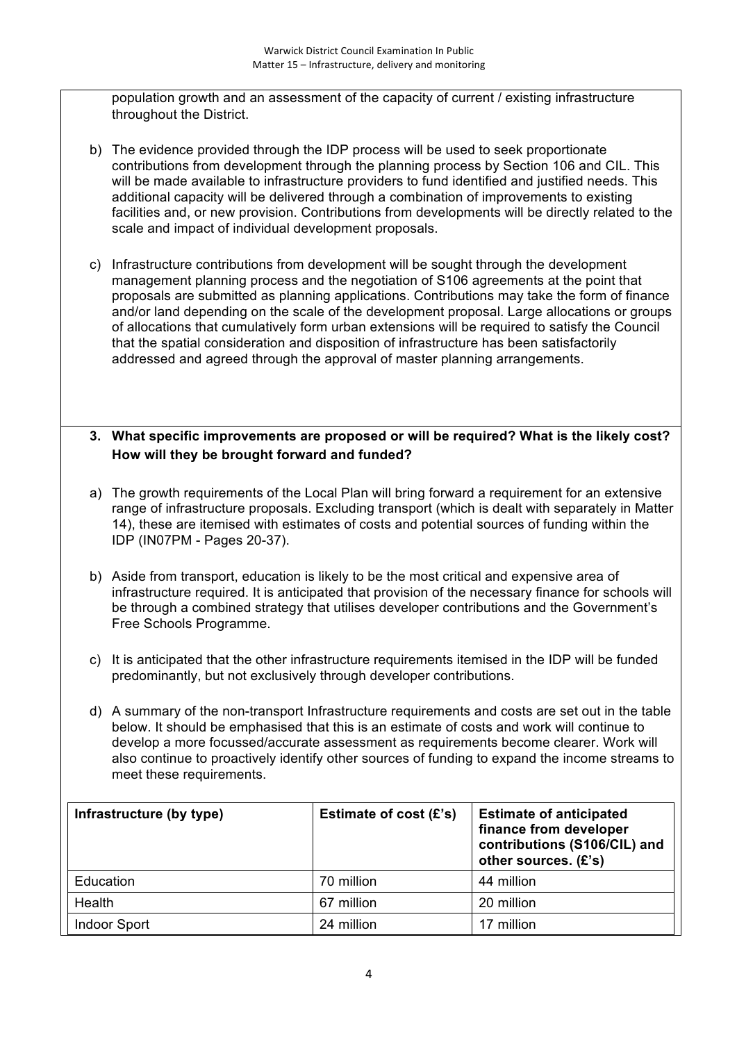population growth and an assessment of the capacity of current / existing infrastructure throughout the District.

b) The evidence provided through the IDP process will be used to seek proportionate contributions from development through the planning process by Section 106 and CIL. This will be made available to infrastructure providers to fund identified and justified needs. This additional capacity will be delivered through a combination of improvements to existing facilities and, or new provision. Contributions from developments will be directly related to the scale and impact of individual development proposals.

c) Infrastructure contributions from development will be sought through the development management planning process and the negotiation of S106 agreements at the point that proposals are submitted as planning applications. Contributions may take the form of finance and/or land depending on the scale of the development proposal. Large allocations or groups of allocations that cumulatively form urban extensions will be required to satisfy the Council that the spatial consideration and disposition of infrastructure has been satisfactorily addressed and agreed through the approval of master planning arrangements.

**3. What specific improvements are proposed or will be required? What is the likely cost? How will they be brought forward and funded?**

a) The growth requirements of the Local Plan will bring forward a requirement for an extensive range of infrastructure proposals. Excluding transport (which is dealt with separately in Matter 14), these are itemised with estimates of costs and potential sources of funding within the IDP (IN07PM - Pages 20-37).

b) Aside from transport, education is likely to be the most critical and expensive area of infrastructure required. It is anticipated that provision of the necessary finance for schools will be through a combined strategy that utilises developer contributions and the Government's Free Schools Programme.

c) It is anticipated that the other infrastructure requirements itemised in the IDP will be funded predominantly, but not exclusively through developer contributions.

d) A summary of the non-transport Infrastructure requirements and costs are set out in the table below. It should be emphasised that this is an estimate of costs and work will continue to develop a more focussed/accurate assessment as requirements become clearer. Work will also continue to proactively identify other sources of funding to expand the income streams to meet these requirements.

| Infrastructure (by type) | Estimate of cost (£'s) | Estimate of anticipated finance from developer contributions (S106/CIL) and other sources. (£'s) |
|---|---|---|
| Education | 70 million | 44 million |
| Health | 67 million | 20 million |
| Indoor Sport | 24 million | 17 million |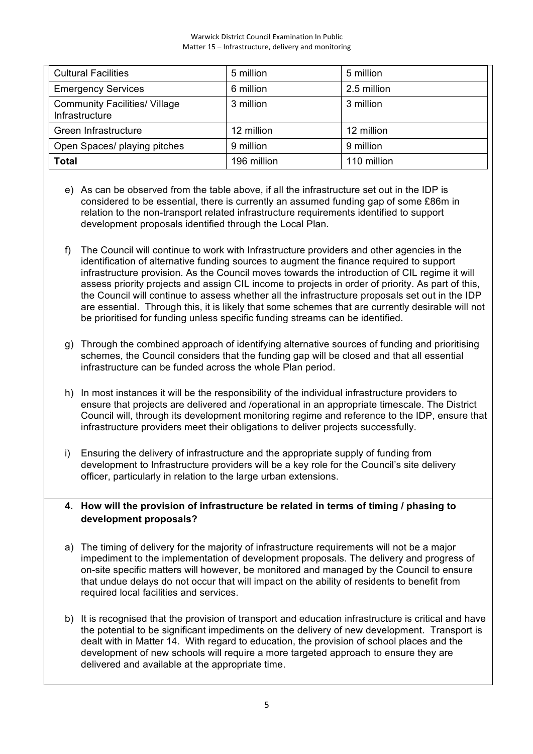| | | |
|---|---|---|
| Cultural Facilities | 5 million | 5 million |
| Emergency Services | 6 million | 2.5 million |
| Community Facilities/ Village Infrastructure | 3 million | 3 million |
| Green Infrastructure | 12 million | 12 million |
| Open Spaces/ playing pitches | 9 million | 9 million |
| **Total** | 196 million | 110 million |

e) As can be observed from the table above, if all the infrastructure set out in the IDP is considered to be essential, there is currently an assumed funding gap of some £86m in relation to the non-transport related infrastructure requirements identified to support development proposals identified through the Local Plan.

f) The Council will continue to work with Infrastructure providers and other agencies in the identification of alternative funding sources to augment the finance required to support infrastructure provision. As the Council moves towards the introduction of CIL regime it will assess priority projects and assign CIL income to projects in order of priority. As part of this, the Council will continue to assess whether all the infrastructure proposals set out in the IDP are essential. Through this, it is likely that some schemes that are currently desirable will not be prioritised for funding unless specific funding streams can be identified.

g) Through the combined approach of identifying alternative sources of funding and prioritising schemes, the Council considers that the funding gap will be closed and that all essential infrastructure can be funded across the whole Plan period.

h) In most instances it will be the responsibility of the individual infrastructure providers to ensure that projects are delivered and /operational in an appropriate timescale. The District Council will, through its development monitoring regime and reference to the IDP, ensure that infrastructure providers meet their obligations to deliver projects successfully.

i) Ensuring the delivery of infrastructure and the appropriate supply of funding from development to Infrastructure providers will be a key role for the Council's site delivery officer, particularly in relation to the large urban extensions.

**4. How will the provision of infrastructure be related in terms of timing / phasing to development proposals?**

a) The timing of delivery for the majority of infrastructure requirements will not be a major impediment to the implementation of development proposals. The delivery and progress of on-site specific matters will however, be monitored and managed by the Council to ensure that undue delays do not occur that will impact on the ability of residents to benefit from required local facilities and services.

b) It is recognised that the provision of transport and education infrastructure is critical and have the potential to be significant impediments on the delivery of new development. Transport is dealt with in Matter 14. With regard to education, the provision of school places and the development of new schools will require a more targeted approach to ensure they are delivered and available at the appropriate time.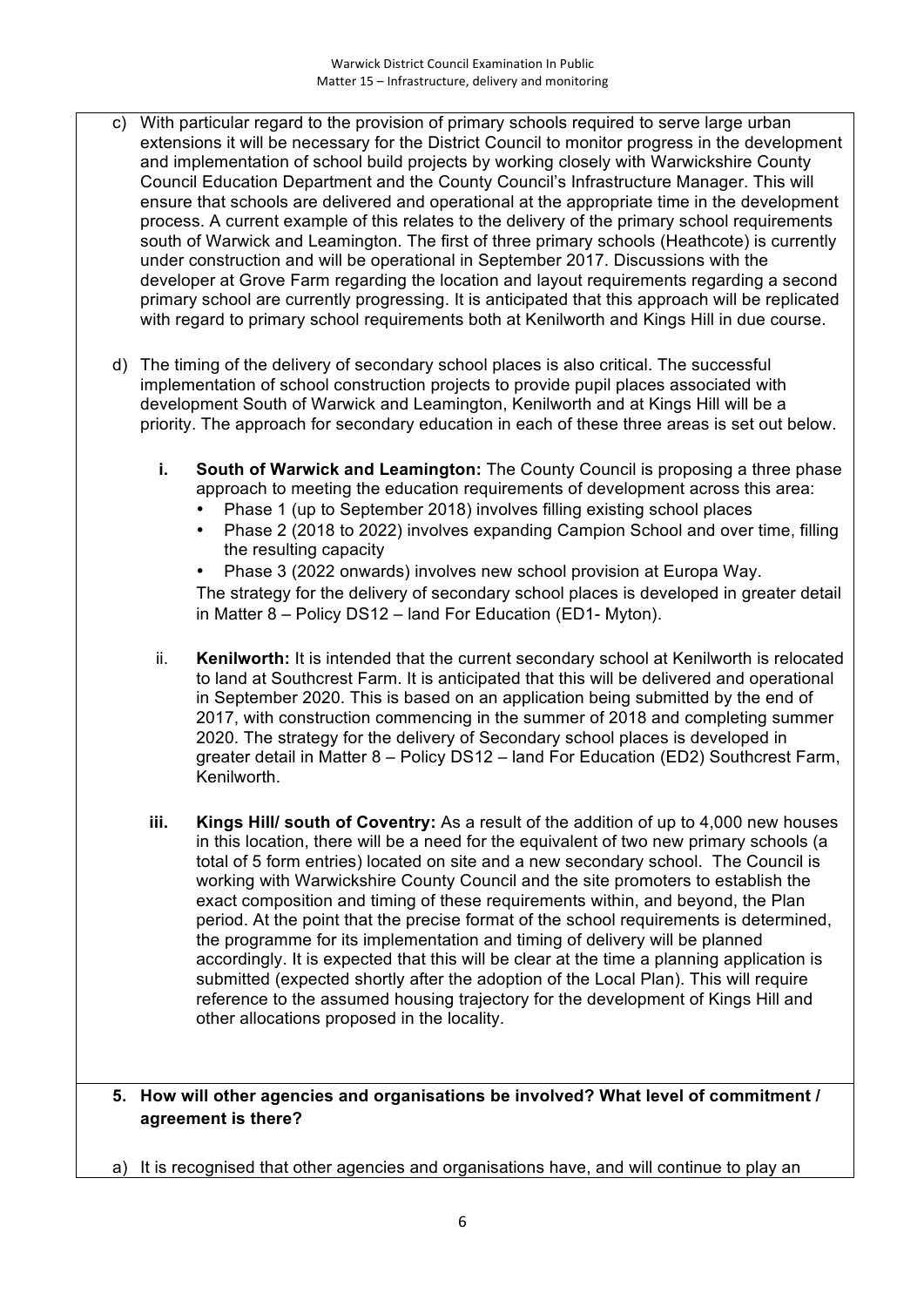c) With particular regard to the provision of primary schools required to serve large urban extensions it will be necessary for the District Council to monitor progress in the development and implementation of school build projects by working closely with Warwickshire County Council Education Department and the County Council's Infrastructure Manager. This will ensure that schools are delivered and operational at the appropriate time in the development process. A current example of this relates to the delivery of the primary school requirements south of Warwick and Leamington. The first of three primary schools (Heathcote) is currently under construction and will be operational in September 2017. Discussions with the developer at Grove Farm regarding the location and layout requirements regarding a second primary school are currently progressing. It is anticipated that this approach will be replicated with regard to primary school requirements both at Kenilworth and Kings Hill in due course.

d) The timing of the delivery of secondary school places is also critical. The successful implementation of school construction projects to provide pupil places associated with development South of Warwick and Leamington, Kenilworth and at Kings Hill will be a priority. The approach for secondary education in each of these three areas is set out below.

   i. **South of Warwick and Leamington:** The County Council is proposing a three phase approach to meeting the education requirements of development across this area:
      - Phase 1 (up to September 2018) involves filling existing school places
      - Phase 2 (2018 to 2022) involves expanding Campion School and over time, filling the resulting capacity
      - Phase 3 (2022 onwards) involves new school provision at Europa Way.

      The strategy for the delivery of secondary school places is developed in greater detail in Matter 8 – Policy DS12 – land For Education (ED1- Myton).

   ii. **Kenilworth:** It is intended that the current secondary school at Kenilworth is relocated to land at Southcrest Farm. It is anticipated that this will be delivered and operational in September 2020. This is based on an application being submitted by the end of 2017, with construction commencing in the summer of 2018 and completing summer 2020. The strategy for the delivery of Secondary school places is developed in greater detail in Matter 8 – Policy DS12 – land For Education (ED2) Southcrest Farm, Kenilworth.

   iii. **Kings Hill/ south of Coventry:** As a result of the addition of up to 4,000 new houses in this location, there will be a need for the equivalent of two new primary schools (a total of 5 form entries) located on site and a new secondary school. The Council is working with Warwickshire County Council and the site promoters to establish the exact composition and timing of these requirements within, and beyond, the Plan period. At the point that the precise format of the school requirements is determined, the programme for its implementation and timing of delivery will be planned accordingly. It is expected that this will be clear at the time a planning application is submitted (expected shortly after the adoption of the Local Plan). This will require reference to the assumed housing trajectory for the development of Kings Hill and other allocations proposed in the locality.

**5. How will other agencies and organisations be involved? What level of commitment / agreement is there?**

a) It is recognised that other agencies and organisations have, and will continue to play an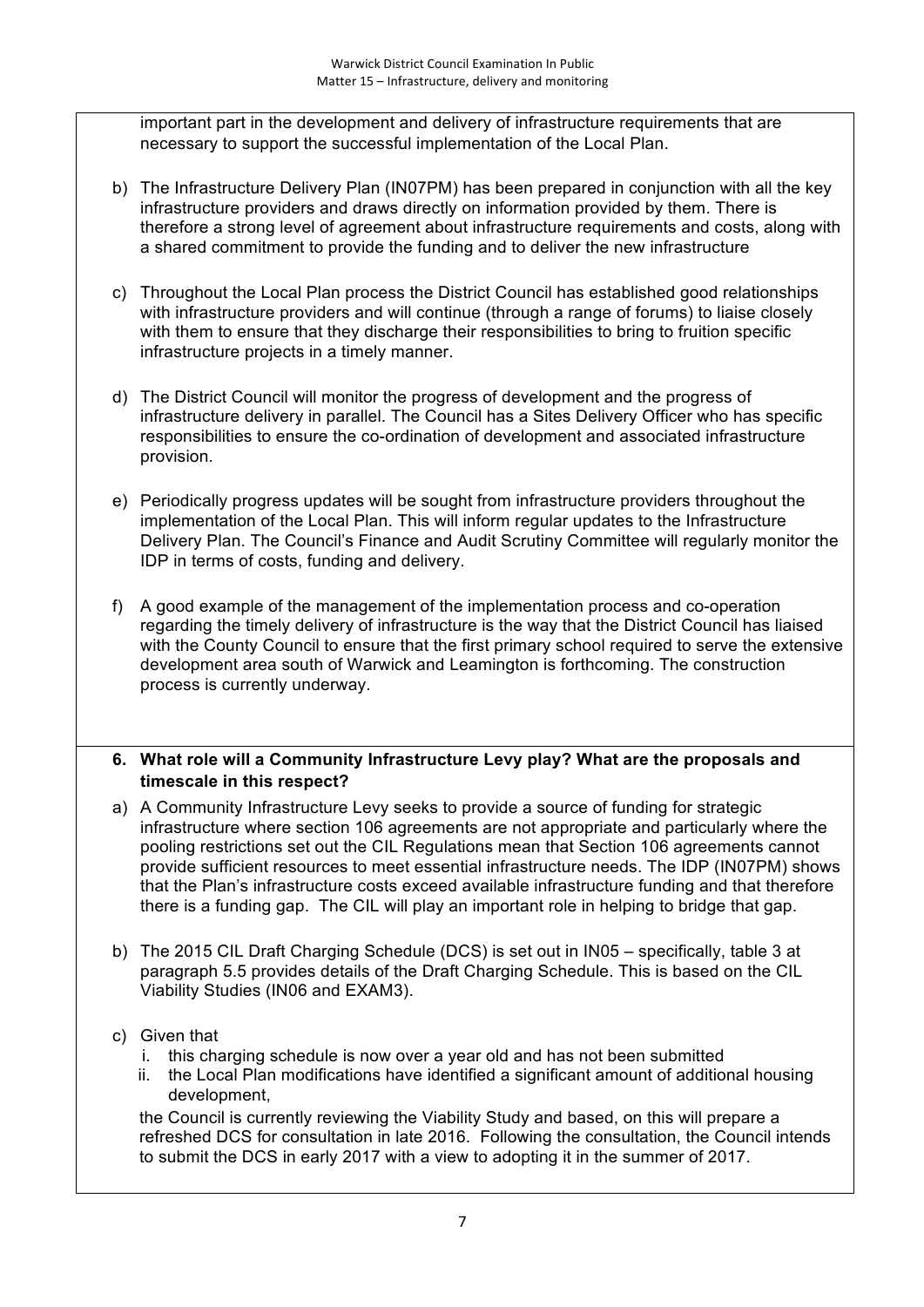important part in the development and delivery of infrastructure requirements that are necessary to support the successful implementation of the Local Plan.

b) The Infrastructure Delivery Plan (IN07PM) has been prepared in conjunction with all the key infrastructure providers and draws directly on information provided by them. There is therefore a strong level of agreement about infrastructure requirements and costs, along with a shared commitment to provide the funding and to deliver the new infrastructure

c) Throughout the Local Plan process the District Council has established good relationships with infrastructure providers and will continue (through a range of forums) to liaise closely with them to ensure that they discharge their responsibilities to bring to fruition specific infrastructure projects in a timely manner.

d) The District Council will monitor the progress of development and the progress of infrastructure delivery in parallel. The Council has a Sites Delivery Officer who has specific responsibilities to ensure the co-ordination of development and associated infrastructure provision.

e) Periodically progress updates will be sought from infrastructure providers throughout the implementation of the Local Plan. This will inform regular updates to the Infrastructure Delivery Plan. The Council's Finance and Audit Scrutiny Committee will regularly monitor the IDP in terms of costs, funding and delivery.

f) A good example of the management of the implementation process and co-operation regarding the timely delivery of infrastructure is the way that the District Council has liaised with the County Council to ensure that the first primary school required to serve the extensive development area south of Warwick and Leamington is forthcoming. The construction process is currently underway.

**6. What role will a Community Infrastructure Levy play? What are the proposals and timescale in this respect?**

a) A Community Infrastructure Levy seeks to provide a source of funding for strategic infrastructure where section 106 agreements are not appropriate and particularly where the pooling restrictions set out the CIL Regulations mean that Section 106 agreements cannot provide sufficient resources to meet essential infrastructure needs. The IDP (IN07PM) shows that the Plan's infrastructure costs exceed available infrastructure funding and that therefore there is a funding gap. The CIL will play an important role in helping to bridge that gap.

b) The 2015 CIL Draft Charging Schedule (DCS) is set out in IN05 – specifically, table 3 at paragraph 5.5 provides details of the Draft Charging Schedule. This is based on the CIL Viability Studies (IN06 and EXAM3).

c) Given that
   i. this charging schedule is now over a year old and has not been submitted
   ii. the Local Plan modifications have identified a significant amount of additional housing development,

   the Council is currently reviewing the Viability Study and based, on this will prepare a refreshed DCS for consultation in late 2016. Following the consultation, the Council intends to submit the DCS in early 2017 with a view to adopting it in the summer of 2017.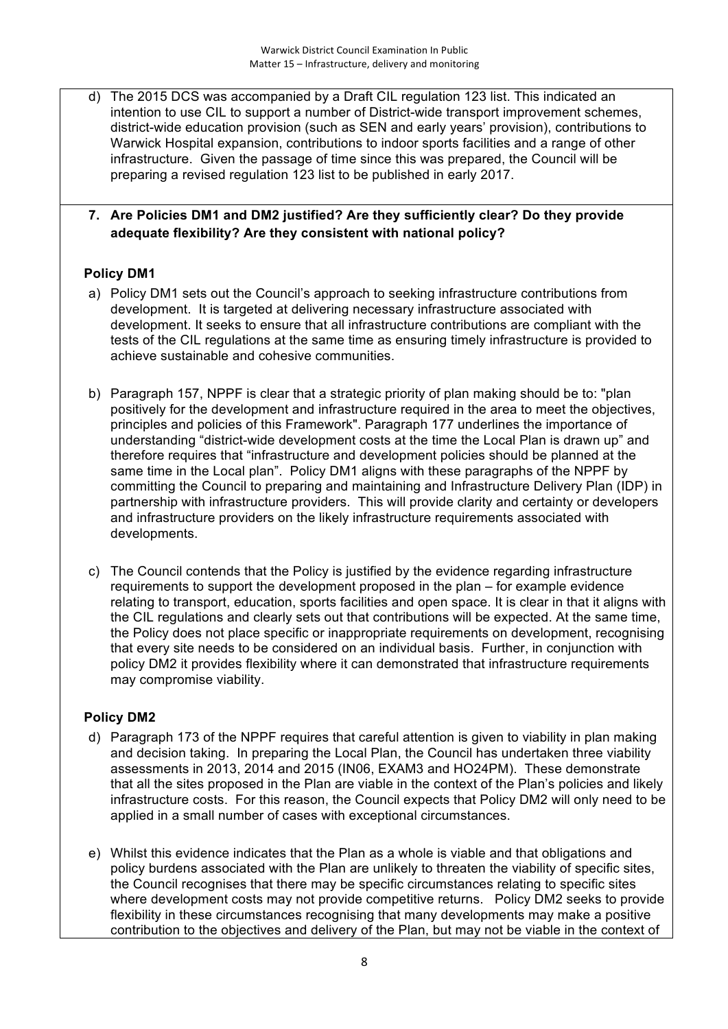d) The 2015 DCS was accompanied by a Draft CIL regulation 123 list. This indicated an intention to use CIL to support a number of District-wide transport improvement schemes, district-wide education provision (such as SEN and early years' provision), contributions to Warwick Hospital expansion, contributions to indoor sports facilities and a range of other infrastructure. Given the passage of time since this was prepared, the Council will be preparing a revised regulation 123 list to be published in early 2017.

**7. Are Policies DM1 and DM2 justified? Are they sufficiently clear? Do they provide adequate flexibility? Are they consistent with national policy?**

**Policy DM1**

a) Policy DM1 sets out the Council's approach to seeking infrastructure contributions from development. It is targeted at delivering necessary infrastructure associated with development. It seeks to ensure that all infrastructure contributions are compliant with the tests of the CIL regulations at the same time as ensuring timely infrastructure is provided to achieve sustainable and cohesive communities.

b) Paragraph 157, NPPF is clear that a strategic priority of plan making should be to: "plan positively for the development and infrastructure required in the area to meet the objectives, principles and policies of this Framework". Paragraph 177 underlines the importance of understanding "district-wide development costs at the time the Local Plan is drawn up" and therefore requires that "infrastructure and development policies should be planned at the same time in the Local plan". Policy DM1 aligns with these paragraphs of the NPPF by committing the Council to preparing and maintaining and Infrastructure Delivery Plan (IDP) in partnership with infrastructure providers. This will provide clarity and certainty or developers and infrastructure providers on the likely infrastructure requirements associated with developments.

c) The Council contends that the Policy is justified by the evidence regarding infrastructure requirements to support the development proposed in the plan – for example evidence relating to transport, education, sports facilities and open space. It is clear in that it aligns with the CIL regulations and clearly sets out that contributions will be expected. At the same time, the Policy does not place specific or inappropriate requirements on development, recognising that every site needs to be considered on an individual basis. Further, in conjunction with policy DM2 it provides flexibility where it can demonstrated that infrastructure requirements may compromise viability.

**Policy DM2**

d) Paragraph 173 of the NPPF requires that careful attention is given to viability in plan making and decision taking. In preparing the Local Plan, the Council has undertaken three viability assessments in 2013, 2014 and 2015 (IN06, EXAM3 and HO24PM). These demonstrate that all the sites proposed in the Plan are viable in the context of the Plan's policies and likely infrastructure costs. For this reason, the Council expects that Policy DM2 will only need to be applied in a small number of cases with exceptional circumstances.

e) Whilst this evidence indicates that the Plan as a whole is viable and that obligations and policy burdens associated with the Plan are unlikely to threaten the viability of specific sites, the Council recognises that there may be specific circumstances relating to specific sites where development costs may not provide competitive returns. Policy DM2 seeks to provide flexibility in these circumstances recognising that many developments may make a positive contribution to the objectives and delivery of the Plan, but may not be viable in the context of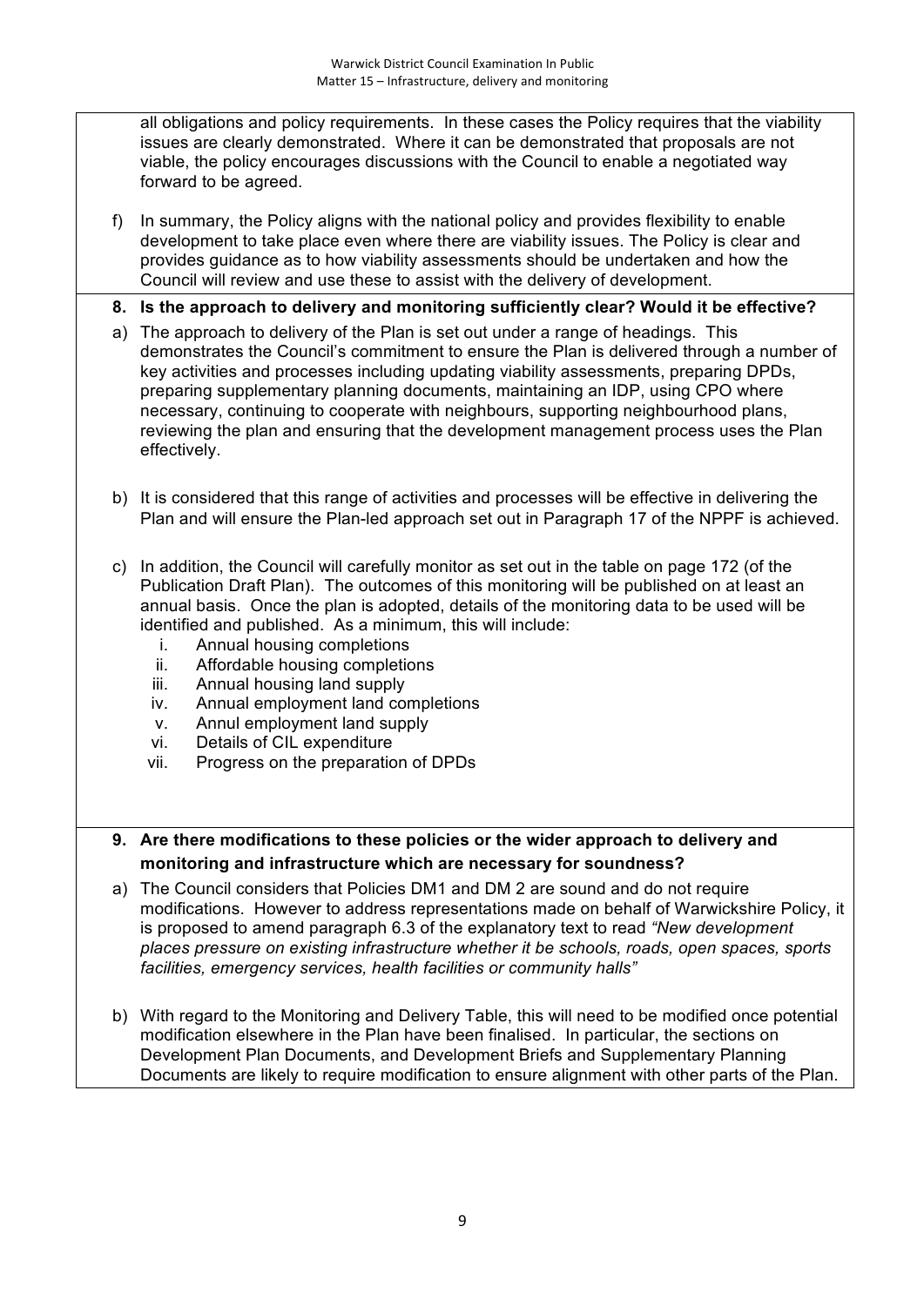all obligations and policy requirements. In these cases the Policy requires that the viability issues are clearly demonstrated. Where it can be demonstrated that proposals are not viable, the policy encourages discussions with the Council to enable a negotiated way forward to be agreed.

f) In summary, the Policy aligns with the national policy and provides flexibility to enable development to take place even where there are viability issues. The Policy is clear and provides guidance as to how viability assessments should be undertaken and how the Council will review and use these to assist with the delivery of development.

**8. Is the approach to delivery and monitoring sufficiently clear? Would it be effective?**

a) The approach to delivery of the Plan is set out under a range of headings. This demonstrates the Council's commitment to ensure the Plan is delivered through a number of key activities and processes including updating viability assessments, preparing DPDs, preparing supplementary planning documents, maintaining an IDP, using CPO where necessary, continuing to cooperate with neighbours, supporting neighbourhood plans, reviewing the plan and ensuring that the development management process uses the Plan effectively.

b) It is considered that this range of activities and processes will be effective in delivering the Plan and will ensure the Plan-led approach set out in Paragraph 17 of the NPPF is achieved.

c) In addition, the Council will carefully monitor as set out in the table on page 172 (of the Publication Draft Plan). The outcomes of this monitoring will be published on at least an annual basis. Once the plan is adopted, details of the monitoring data to be used will be identified and published. As a minimum, this will include:

   i. Annual housing completions
   ii. Affordable housing completions
   iii. Annual housing land supply
   iv. Annual employment land completions
   v. Annul employment land supply
   vi. Details of CIL expenditure
   vii. Progress on the preparation of DPDs

**9. Are there modifications to these policies or the wider approach to delivery and monitoring and infrastructure which are necessary for soundness?**

a) The Council considers that Policies DM1 and DM 2 are sound and do not require modifications. However to address representations made on behalf of Warwickshire Policy, it is proposed to amend paragraph 6.3 of the explanatory text to read *"New development places pressure on existing infrastructure whether it be schools, roads, open spaces, sports facilities, emergency services, health facilities or community halls"*

b) With regard to the Monitoring and Delivery Table, this will need to be modified once potential modification elsewhere in the Plan have been finalised. In particular, the sections on Development Plan Documents, and Development Briefs and Supplementary Planning Documents are likely to require modification to ensure alignment with other parts of the Plan.